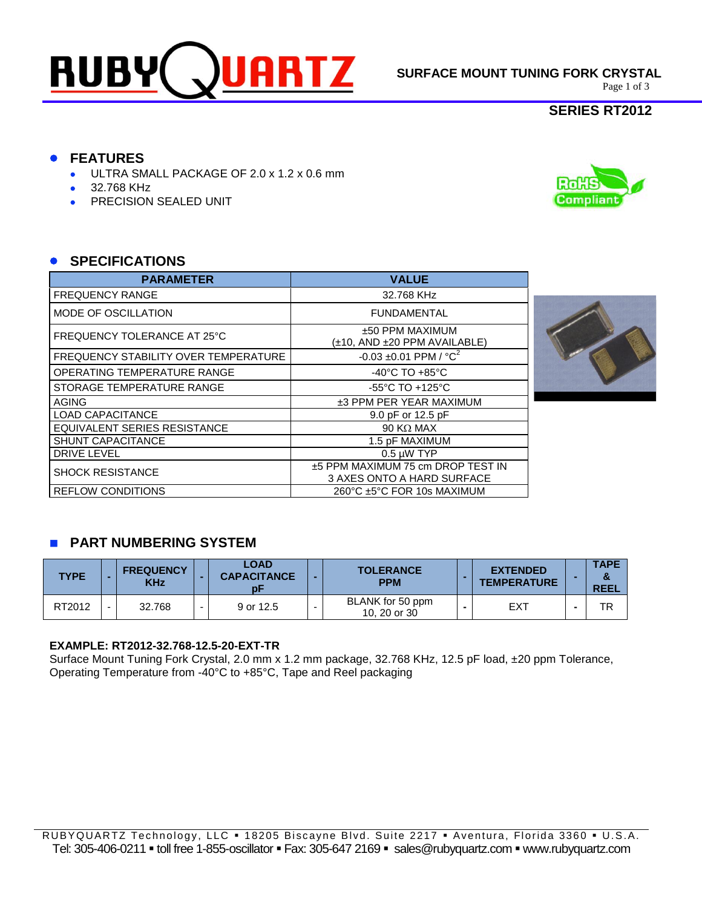# SURFACE MOUNT TUNING FORK CRYSTAL

## SERIES RT2012

## FEATURES

- ULTRA SMALL PACKAGE OF 2.0 x 1.2 x 0.6 mm
- 32.768 KHz
- PRECISION SEALED UNIT

## SPECIFICATIONS

| PARAMETER | VALUE |
|---|---|
| FREQUENCY RANGE | 32.768 KHz |
| MODE OF OSCILLATION | FUNDAMENTAL |
| FREQUENCY TOLERANCE AT 25°C | ±50 PPM MAXIMUM (±10, AND ±20 PPM AVAILABLE) |
| FREQUENCY STABILITY OVER TEMPERATURE | -0.03 ±0.01 PPM / $°C^2$ |
| OPERATING TEMPERATURE RANGE | -40°C TO +85°C |
| STORAGE TEMPERATURE RANGE | -55°C TO +125°C |
| AGING | ±3 PPM PER YEAR MAXIMUM |
| LOAD CAPACITANCE | 9.0 pF or 12.5 pF |
| EQUIVALENT SERIES RESISTANCE | 90 KΩ MAX |
| SHUNT CAPACITANCE | 1.5 pF MAXIMUM |
| DRIVE LEVEL | 0.5 µW TYP |
| SHOCK RESISTANCE | ±5 PPM MAXIMUM 75 cm DROP TEST IN 3 AXES ONTO A HARD SURFACE |
| REFLOW CONDITIONS | 260°C ±5°C FOR 10s MAXIMUM |

## PART NUMBERING SYSTEM

| TYPE | - | FREQUENCY KHz | - | LOAD CAPACITANCE pF | - | TOLERANCE PPM | - | EXTENDED TEMPERATURE | - | TAPE & REEL |
|---|---|---|---|---|---|---|---|---|---|---|
| RT2012 | - | 32.768 | - | 9 or 12.5 | - | BLANK for 50 ppm 10, 20 or 30 | - | EXT | - | TR |

**EXAMPLE: RT2012-32.768-12.5-20-EXT-TR**
Surface Mount Tuning Fork Crystal, 2.0 mm x 1.2 mm package, 32.768 KHz, 12.5 pF load, ±20 ppm Tolerance, Operating Temperature from -40°C to +85°C, Tape and Reel packaging

RUBYQUARTZ Technology, LLC ▪ 18205 Biscayne Blvd. Suite 2217 ▪ Aventura, Florida 3360 ▪ U.S.A.
Tel: 305-406-0211 ▪ toll free 1-855-oscillator ▪ Fax: 305-647 2169 ▪ sales@rubyquartz.com ▪ www.rubyquartz.com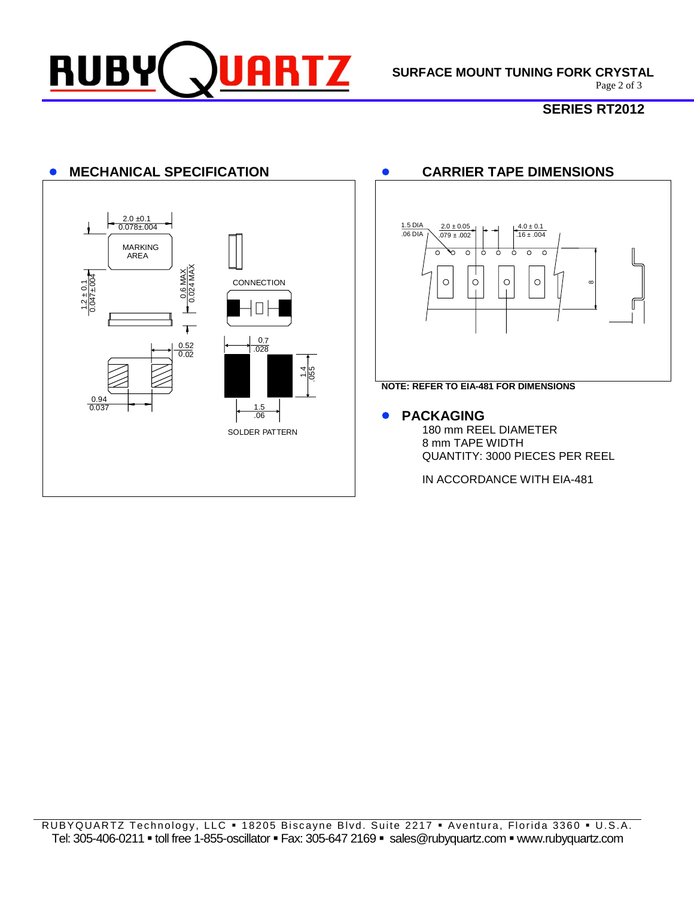## SERIES RT2012

## MECHANICAL SPECIFICATION

2.0 ±0.1
0.078±.004

MARKING AREA

1.2 ± 0.1
0.047± .004

0.6 MAX
0.024 MAX

CONNECTION

0.52
0.02

0.94
0.037

0.7
.028

1.4
.055

1.5
.06

SOLDER PATTERN

## CARRIER TAPE DIMENSIONS

1.5 DIA
.06 DIA

2.0 ± 0.05
.079 ± .002

4.0 ± 0.1
.16 ± .004

8

**NOTE: REFER TO EIA-481 FOR DIMENSIONS**

## PACKAGING

180 mm REEL DIAMETER
8 mm TAPE WIDTH
QUANTITY: 3000 PIECES PER REEL

IN ACCORDANCE WITH EIA-481

RUBYQUARTZ Technology, LLC ▪ 18205 Biscayne Blvd. Suite 2217 ▪ Aventura, Florida 3360 ▪ U.S.A.
Tel: 305-406-0211 ▪ toll free 1-855-oscillator ▪ Fax: 305-647 2169 ▪ sales@rubyquartz.com ▪ www.rubyquartz.com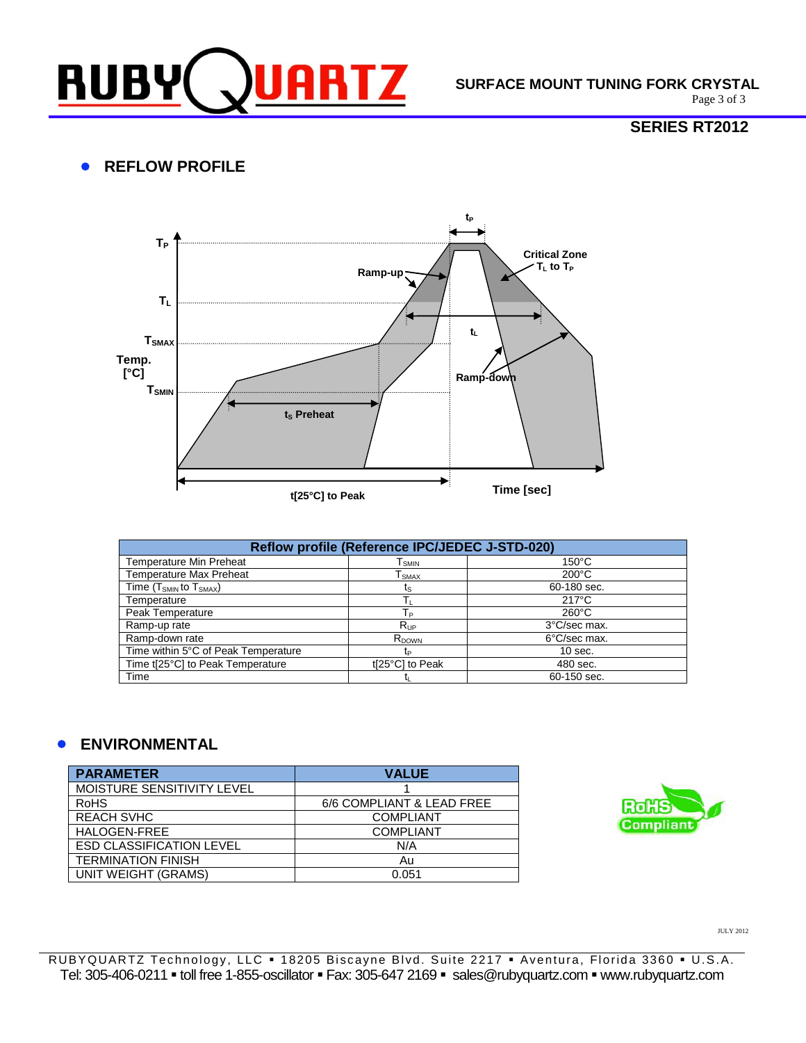# SURFACE MOUNT TUNING FORK CRYSTAL

## SERIES RT2012

## REFLOW PROFILE

$t_P$

$T_P$

Critical Zone
$T_L$ to $T_P$

Ramp-up

$T_L$

$t_L$

$T_{SMAX}$

Temp.
[°C]

Ramp-down

$T_{SMIN}$

$t_S$ Preheat

t[25°C] to Peak

Time [sec]

| Reflow profile (Reference IPC/JEDEC J-STD-020) | | |
|---|---|---|
| Temperature Min Preheat | $T_{SMIN}$ | 150°C |
| Temperature Max Preheat | $T_{SMAX}$ | 200°C |
| Time ($T_{SMIN}$ to $T_{SMAX}$) | $t_S$ | 60-180 sec. |
| Temperature | $T_L$ | 217°C |
| Peak Temperature | $T_P$ | 260°C |
| Ramp-up rate | $R_{UP}$ | 3°C/sec max. |
| Ramp-down rate | $R_{DOWN}$ | 6°C/sec max. |
| Time within 5°C of Peak Temperature | $t_P$ | 10 sec. |
| Time t[25°C] to Peak Temperature | t[25°C] to Peak | 480 sec. |
| Time | $t_L$ | 60-150 sec. |

## ENVIRONMENTAL

| PARAMETER | VALUE |
|---|---|
| MOISTURE SENSITIVITY LEVEL | 1 |
| RoHS | 6/6 COMPLIANT & LEAD FREE |
| REACH SVHC | COMPLIANT |
| HALOGEN-FREE | COMPLIANT |
| ESD CLASSIFICATION LEVEL | N/A |
| TERMINATION FINISH | Au |
| UNIT WEIGHT (GRAMS) | 0.051 |

RoHS Compliant

JULY 2012

RUBYQUARTZ Technology, LLC ▪ 18205 Biscayne Blvd. Suite 2217 ▪ Aventura, Florida 3360 ▪ U.S.A.
Tel: 305-406-0211 ▪ toll free 1-855-oscillator ▪ Fax: 305-647 2169 ▪ sales@rubyquartz.com ▪ www.rubyquartz.com